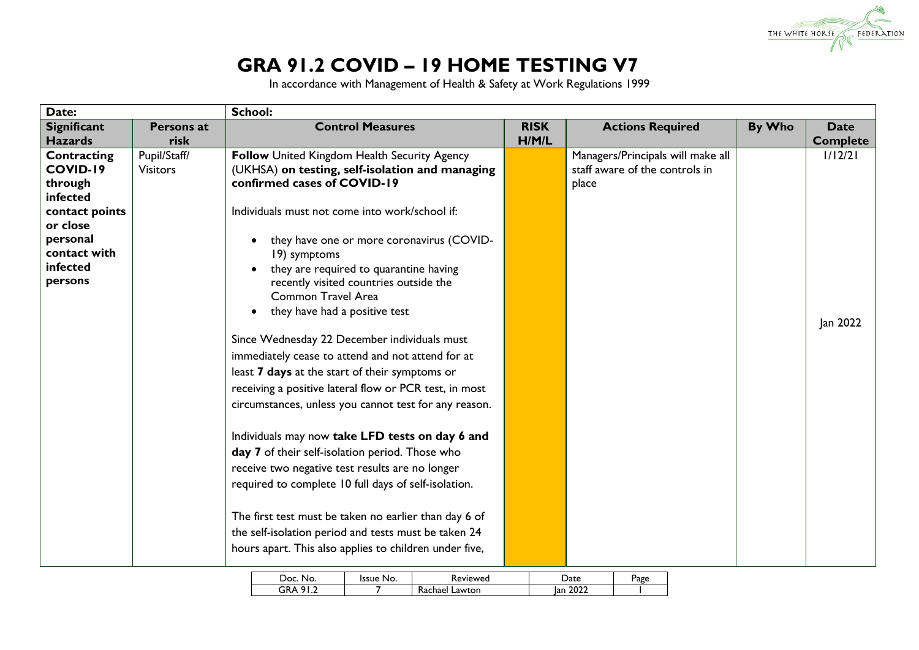# GRA 91.2 COVID – 19 HOME TESTING V7

In accordance with Management of Health & Safety at Work Regulations 1999

| Date: | | School: | | | | |
|---|---|---|---|---|---|---|
| **Significant Hazards** | **Persons at risk** | **Control Measures** | **RISK H/M/L** | **Actions Required** | **By Who** | **Date Complete** |
| **Contracting COVID-19 through infected contact points or close personal contact with infected persons** | Pupil/Staff/ Visitors | **Follow** United Kingdom Health Security Agency (UKHSA) **on testing, self-isolation and managing confirmed cases of COVID-19**<br><br>Individuals must not come into work/school if:<br><br>• they have one or more coronavirus (COVID-19) symptoms<br>• they are required to quarantine having recently visited countries outside the Common Travel Area<br>• they have had a positive test<br><br>Since Wednesday 22 December individuals must immediately cease to attend and not attend for at least **7 days** at the start of their symptoms or receiving a positive lateral flow or PCR test, in most circumstances, unless you cannot test for any reason.<br><br>Individuals may now **take LFD tests on day 6 and day 7** of their self-isolation period. Those who receive two negative test results are no longer required to complete 10 full days of self-isolation.<br><br>The first test must be taken no earlier than day 6 of the self-isolation period and tests must be taken 24 hours apart. This also applies to children under five, | | Managers/Principals will make all staff aware of the controls in place | | 1/12/21<br><br>Jan 2022 |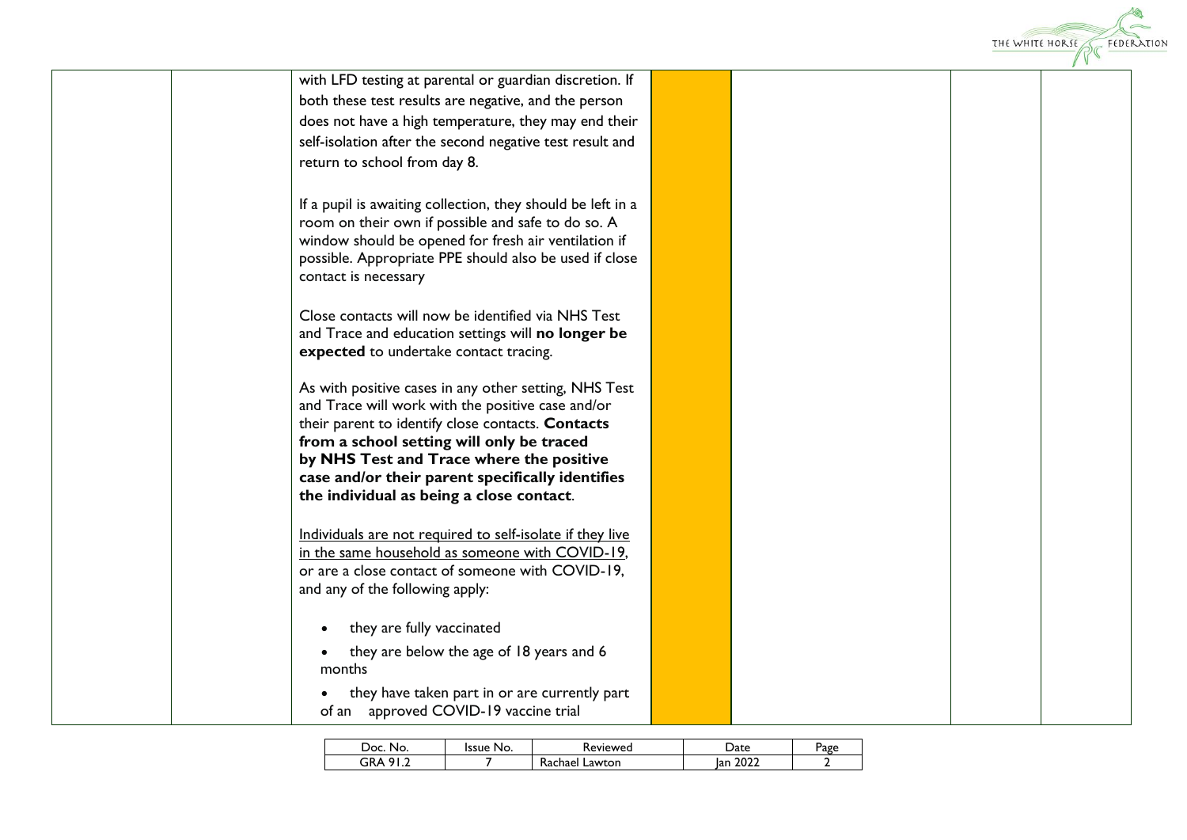| | | | | | | |
|---|---|---|---|---|---|---|
| | | with LFD testing at parental or guardian discretion. If both these test results are negative, and the person does not have a high temperature, they may end their self-isolation after the second negative test result and return to school from day 8.<br><br>If a pupil is awaiting collection, they should be left in a room on their own if possible and safe to do so. A window should be opened for fresh air ventilation if possible. Appropriate PPE should also be used if close contact is necessary<br><br>Close contacts will now be identified via NHS Test and Trace and education settings will **no longer be expected** to undertake contact tracing.<br><br>As with positive cases in any other setting, NHS Test and Trace will work with the positive case and/or their parent to identify close contacts. **Contacts from a school setting will only be traced by NHS Test and Trace where the positive case and/or their parent specifically identifies the individual as being a close contact**.<br><br>Individuals are not required to self-isolate if they live in the same household as someone with COVID-19, or are a close contact of someone with COVID-19, and any of the following apply:<br><br>• they are fully vaccinated<br>• they are below the age of 18 years and 6 months<br>• they have taken part in or are currently part of an approved COVID-19 vaccine trial | | | | |

| Doc. No. | Issue No. | Reviewed | Date | Page |
|---|---|---|---|---|
| GRA 91.2 | 7 | Rachael Lawton | Jan 2022 | 2 |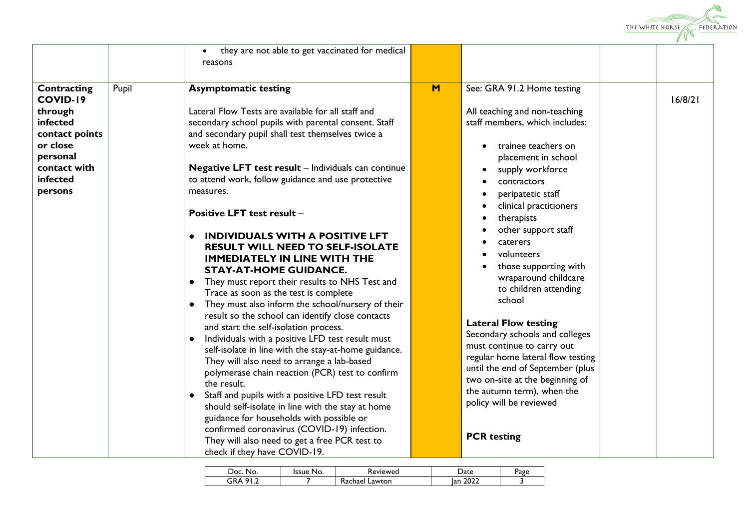| | | | | | | |
|---|---|---|---|---|---|---|
| | | • they are not able to get vaccinated for medical reasons | | | | |
| **Contracting COVID-19 through infected contact points or close personal contact with infected persons** | Pupil | **Asymptomatic testing**<br><br>Lateral Flow Tests are available for all staff and secondary school pupils with parental consent. Staff and secondary pupil shall test themselves twice a week at home.<br><br>**Negative LFT test result** – Individuals can continue to attend work, follow guidance and use protective measures.<br><br>**Positive LFT test result** –<br><br>• **INDIVIDUALS WITH A POSITIVE LFT RESULT WILL NEED TO SELF-ISOLATE IMMEDIATELY IN LINE WITH THE STAY-AT-HOME GUIDANCE.**<br>• They must report their results to NHS Test and Trace as soon as the test is complete<br>• They must also inform the school/nursery of their result so the school can identify close contacts and start the self-isolation process.<br>• Individuals with a positive LFD test result must self-isolate in line with the stay-at-home guidance. They will also need to arrange a lab-based polymerase chain reaction (PCR) test to confirm the result.<br>• Staff and pupils with a positive LFD test result should self-isolate in line with the stay at home guidance for households with possible or confirmed coronavirus (COVID-19) infection. They will also need to get a free PCR test to check if they have COVID-19. | M | See: GRA 91.2 Home testing<br><br>All teaching and non-teaching staff members, which includes:<br><br>• trainee teachers on placement in school<br>• supply workforce<br>• contractors<br>• peripatetic staff<br>• clinical practitioners<br>• therapists<br>• other support staff<br>• caterers<br>• volunteers<br>• those supporting with wraparound childcare to children attending school<br><br>**Lateral Flow testing**<br>Secondary schools and colleges must continue to carry out regular home lateral flow testing until the end of September (plus two on-site at the beginning of the autumn term), when the policy will be reviewed<br><br>**PCR testing** | | 16/8/21 |

| Doc. No. | Issue No. | Reviewed | Date | Page |
|---|---|---|---|---|
| GRA 91.2 | 7 | Rachael Lawton | Jan 2022 | 3 |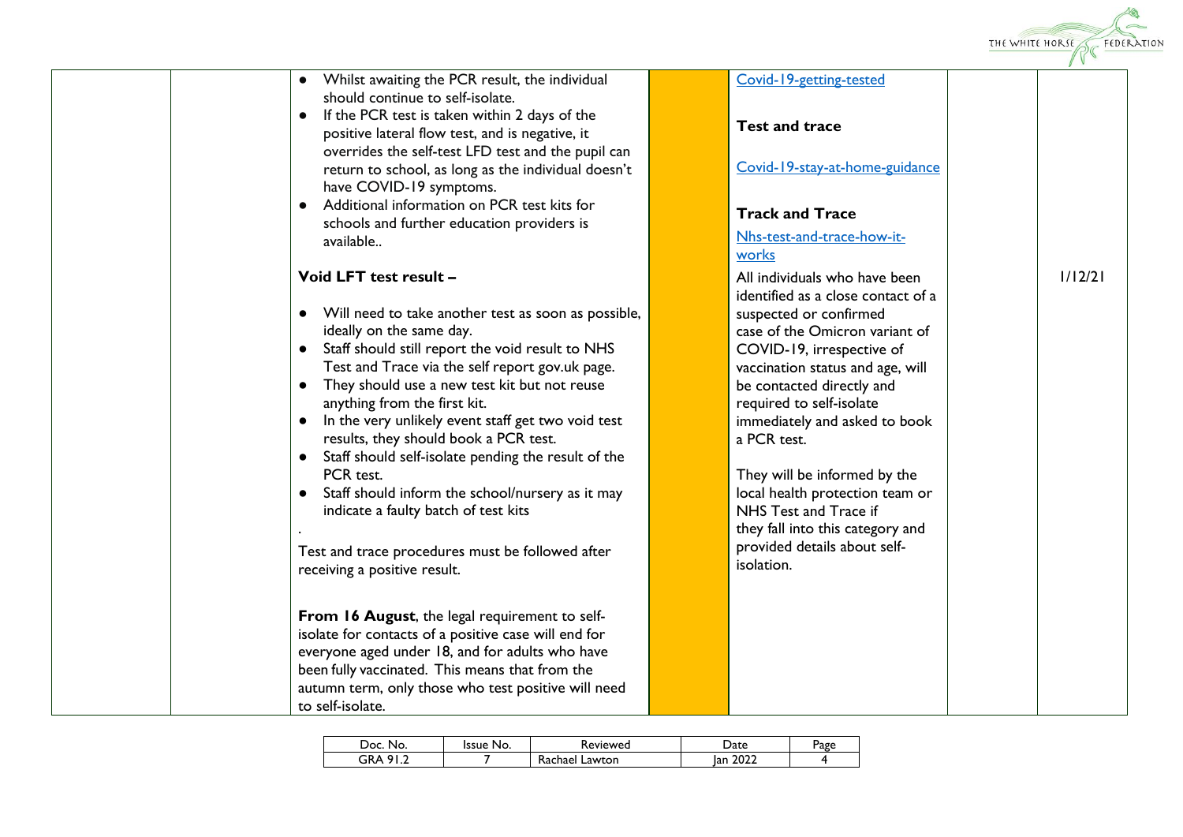|  |  |  |  |  |  |  |
|---|---|---|---|---|---|---|
|  |  | • Whilst awaiting the PCR result, the individual should continue to self-isolate.<br>• If the PCR test is taken within 2 days of the positive lateral flow test, and is negative, it overrides the self-test LFD test and the pupil can return to school, as long as the individual doesn't have COVID-19 symptoms.<br>• Additional information on PCR test kits for schools and further education providers is available..<br><br>**Void LFT test result –**<br><br>• Will need to take another test as soon as possible, ideally on the same day.<br>• Staff should still report the void result to NHS Test and Trace via the self report gov.uk page.<br>• They should use a new test kit but not reuse anything from the first kit.<br>• In the very unlikely event staff get two void test results, they should book a PCR test.<br>• Staff should self-isolate pending the result of the PCR test.<br>• Staff should inform the school/nursery as it may indicate a faulty batch of test kits<br>.<br>Test and trace procedures must be followed after receiving a positive result.<br><br>**From 16 August**, the legal requirement to self-isolate for contacts of a positive case will end for everyone aged under 18, and for adults who have been fully vaccinated. This means that from the autumn term, only those who test positive will need to self-isolate. |  | Covid-19-getting-tested<br><br>**Test and trace**<br><br>Covid-19-stay-at-home-guidance<br><br>**Track and Trace**<br><br>Nhs-test-and-trace-how-it-works<br><br>All individuals who have been identified as a close contact of a suspected or confirmed case of the Omicron variant of COVID-19, irrespective of vaccination status and age, will be contacted directly and required to self-isolate immediately and asked to book a PCR test.<br><br>They will be informed by the local health protection team or NHS Test and Trace if they fall into this category and provided details about self-isolation. |  | 1/12/21 |

| Doc. No. | Issue No. | Reviewed | Date | Page |
|---|---|---|---|---|
| GRA 91.2 | 7 | Rachael Lawton | Jan 2022 | 4 |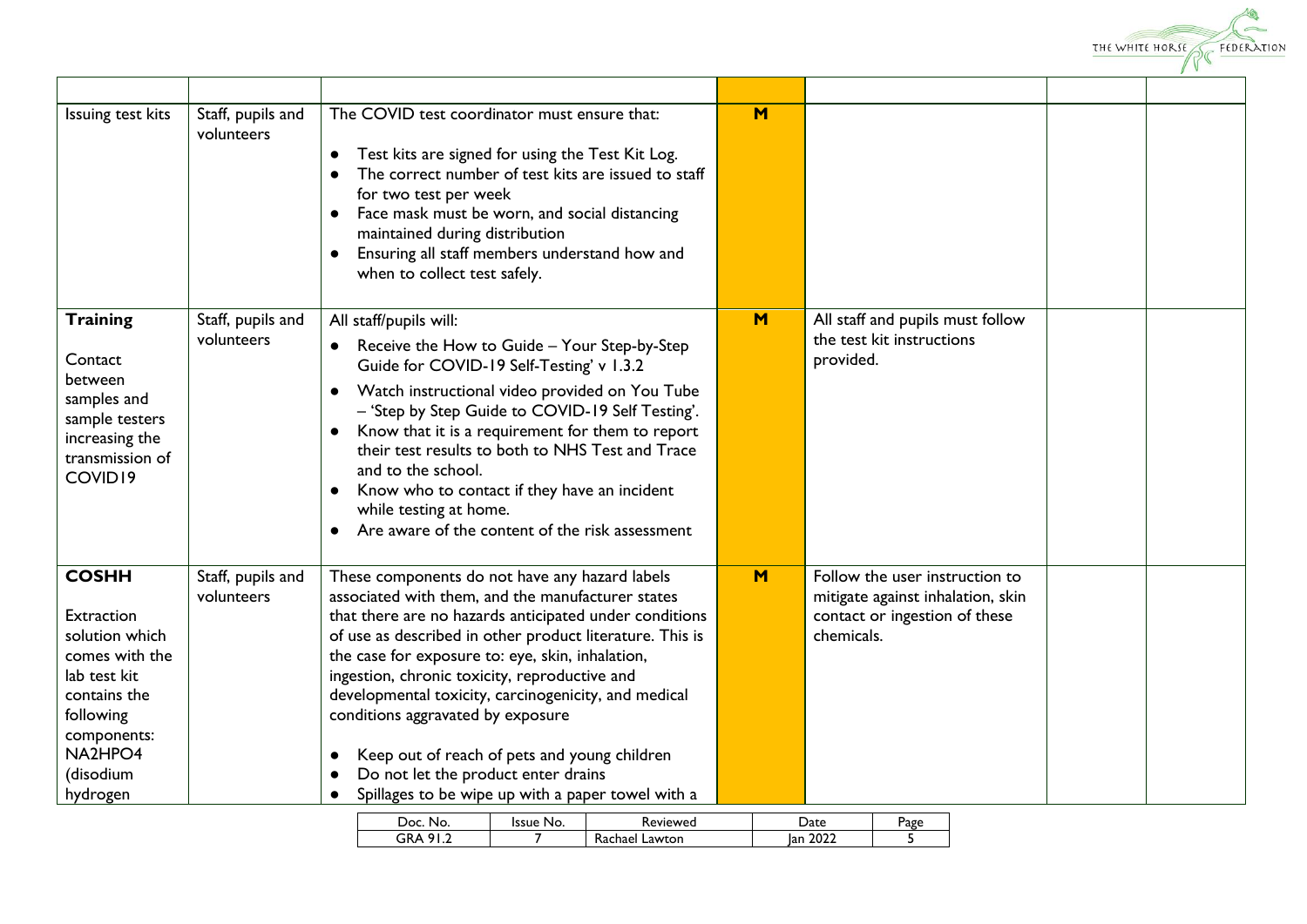| | | | | | | |
|---|---|---|---|---|---|---|
| Issuing test kits | Staff, pupils and volunteers | The COVID test coordinator must ensure that:<br><br>● Test kits are signed for using the Test Kit Log.<br>● The correct number of test kits are issued to staff for two test per week<br>● Face mask must be worn, and social distancing maintained during distribution<br>● Ensuring all staff members understand how and when to collect test safely. | **M** | | | |
| **Training**<br><br>Contact between samples and sample testers increasing the transmission of COVID19 | Staff, pupils and volunteers | All staff/pupils will:<br>● Receive the How to Guide – Your Step-by-Step Guide for COVID-19 Self-Testing' v 1.3.2<br>● Watch instructional video provided on You Tube – 'Step by Step Guide to COVID-19 Self Testing'.<br>● Know that it is a requirement for them to report their test results to both to NHS Test and Trace and to the school.<br>● Know who to contact if they have an incident while testing at home.<br>● Are aware of the content of the risk assessment | **M** | All staff and pupils must follow the test kit instructions provided. | | |
| **COSHH**<br><br>Extraction solution which comes with the lab test kit contains the following components: NA2HPO4 (disodium hydrogen | Staff, pupils and volunteers | These components do not have any hazard labels associated with them, and the manufacturer states that there are no hazards anticipated under conditions of use as described in other product literature. This is the case for exposure to: eye, skin, inhalation, ingestion, chronic toxicity, reproductive and developmental toxicity, carcinogenicity, and medical conditions aggravated by exposure<br><br>● Keep out of reach of pets and young children<br>● Do not let the product enter drains<br>● Spillages to be wipe up with a paper towel with a | **M** | Follow the user instruction to mitigate against inhalation, skin contact or ingestion of these chemicals. | | |

| Doc. No. | Issue No. | Reviewed | Date | Page |
|---|---|---|---|---|
| GRA 91.2 | 7 | Rachael Lawton | Jan 2022 | 5 |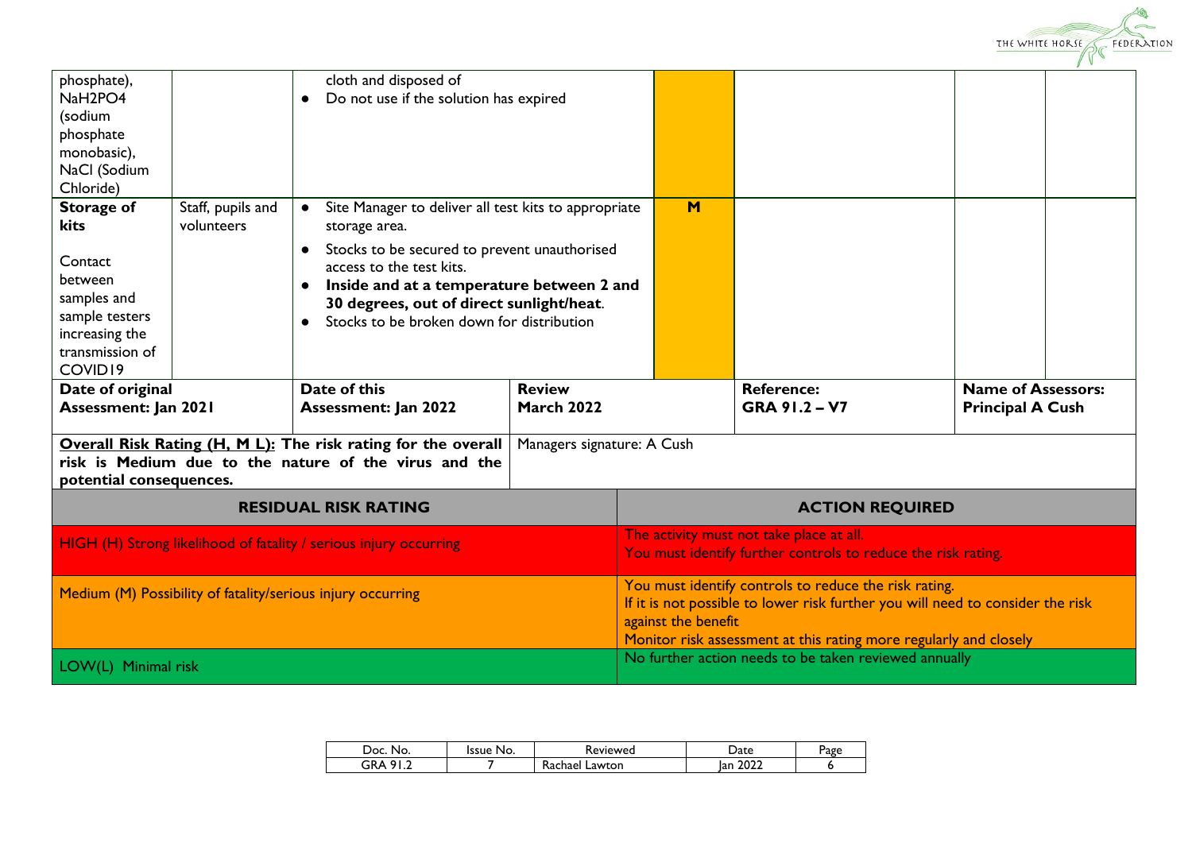| | | | | | | |
|---|---|---|---|---|---|---|
| phosphate), $NaH_2PO_4$ (sodium phosphate monobasic), NaCl (Sodium Chloride) | | • cloth and disposed of<br>• Do not use if the solution has expired | | | | |
| **Storage of kits**<br><br>Contact between samples and sample testers increasing the transmission of COVID19 | Staff, pupils and volunteers | • Site Manager to deliver all test kits to appropriate storage area.<br>• Stocks to be secured to prevent unauthorised access to the test kits.<br>• **Inside and at a temperature between 2 and 30 degrees, out of direct sunlight/heat**.<br>• Stocks to be broken down for distribution | **M** | | | |

| | | | | |
|---|---|---|---|---|
| **Date of original Assessment: Jan 2021** | **Date of this Assessment: Jan 2022** | **Review March 2022** | **Reference: GRA 91.2 – V7** | **Name of Assessors: Principal A Cush** |
| **Overall Risk Rating (H, M L): The risk rating for the overall risk is Medium due to the nature of the virus and the potential consequences.** | | Managers signature: A Cush | | |

| RESIDUAL RISK RATING | ACTION REQUIRED |
|---|---|
| HIGH (H) Strong likelihood of fatality / serious injury occurring | The activity must not take place at all.<br>You must identify further controls to reduce the risk rating. |
| Medium (M) Possibility of fatality/serious injury occurring | You must identify controls to reduce the risk rating.<br>If it is not possible to lower risk further you will need to consider the risk against the benefit<br>Monitor risk assessment at this rating more regularly and closely |
| LOW(L) Minimal risk | No further action needs to be taken reviewed annually |

| Doc. No. | Issue No. | Reviewed | Date | Page |
|---|---|---|---|---|
| GRA 91.2 | 7 | Rachael Lawton | Jan 2022 | 6 |